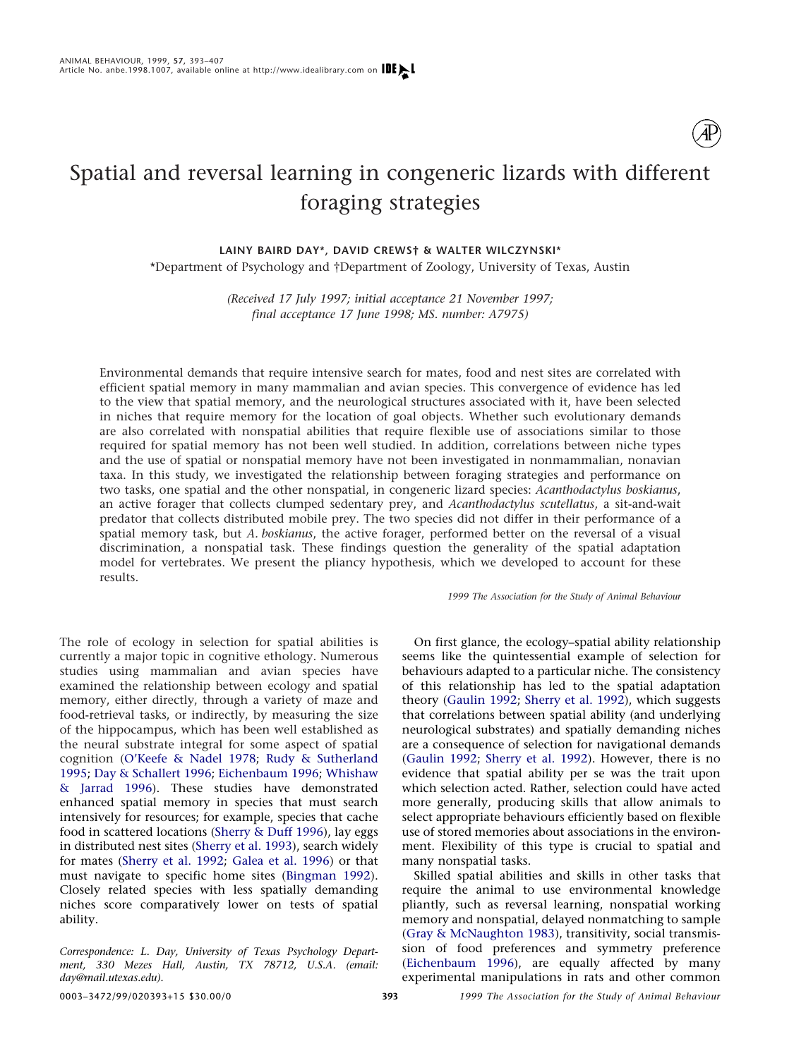# Spatial and reversal learning in congeneric lizards with different foraging strategies

**LAINY BAIRD DAY\*, DAVID CREWS† & WALTER WILCZYNSKI\***

\*Department of Psychology and †Department of Zoology, University of Texas, Austin

*(Received 17 July 1997; initial acceptance 21 November 1997; final acceptance 17 June 1998; MS. number: A7975)*

Environmental demands that require intensive search for mates, food and nest sites are correlated with efficient spatial memory in many mammalian and avian species. This convergence of evidence has led to the view that spatial memory, and the neurological structures associated with it, have been selected in niches that require memory for the location of goal objects. Whether such evolutionary demands are also correlated with nonspatial abilities that require flexible use of associations similar to those required for spatial memory has not been well studied. In addition, correlations between niche types and the use of spatial or nonspatial memory have not been investigated in nonmammalian, nonavian taxa. In this study, we investigated the relationship between foraging strategies and performance on two tasks, one spatial and the other nonspatial, in congeneric lizard species: *Acanthodactylus boskianus*, an active forager that collects clumped sedentary prey, and *Acanthodactylus scutellatus*, a sit-and-wait predator that collects distributed mobile prey. The two species did not differ in their performance of a spatial memory task, but *A. boskianus*, the active forager, performed better on the reversal of a visual discrimination, a nonspatial task. These findings question the generality of the spatial adaptation model for vertebrates. We present the pliancy hypothesis, which we developed to account for these results.

1999 The Association for the Study of Animal Behaviour

The role of ecology in selection for spatial abilities is currently a major topic in cognitive ethology. Numerous studies using mammalian and avian species have examined the relationship between ecology and spatial memory, either directly, through a variety of maze and food-retrieval tasks, or indirectly, by measuring the size of the hippocampus, which has been well established as the neural substrate integral for some aspect of spatial cognition (O'Keefe & Nadel 1978; Rudy & Sutherland 1995; Day & Schallert 1996; Eichenbaum 1996; Whishaw & Jarrad 1996). These studies have demonstrated enhanced spatial memory in species that must search intensively for resources; for example, species that cache food in scattered locations (Sherry & Duff 1996), lay eggs in distributed nest sites (Sherry et al. 1993), search widely for mates (Sherry et al. 1992; Galea et al. 1996) or that must navigate to specific home sites (Bingman 1992). Closely related species with less spatially demanding niches score comparatively lower on tests of spatial ability.

On first glance, the ecology–spatial ability relationship seems like the quintessential example of selection for behaviours adapted to a particular niche. The consistency of this relationship has led to the spatial adaptation theory (Gaulin 1992; Sherry et al. 1992), which suggests that correlations between spatial ability (and underlying neurological substrates) and spatially demanding niches are a consequence of selection for navigational demands (Gaulin 1992; Sherry et al. 1992). However, there is no evidence that spatial ability per se was the trait upon which selection acted. Rather, selection could have acted more generally, producing skills that allow animals to select appropriate behaviours efficiently based on flexible use of stored memories about associations in the environment. Flexibility of this type is crucial to spatial and many nonspatial tasks.

Skilled spatial abilities and skills in other tasks that require the animal to use environmental knowledge pliantly, such as reversal learning, nonspatial working memory and nonspatial, delayed nonmatching to sample (Gray & McNaughton 1983), transitivity, social transmission of food preferences and symmetry preference (Eichenbaum 1996), are equally affected by many experimental manipulations in rats and other common

*Correspondence: L. Day, University of Texas Psychology Department, 330 Mezes Hall, Austin, TX 78712, U.S.A. (email: day@mail.utexas.edu).*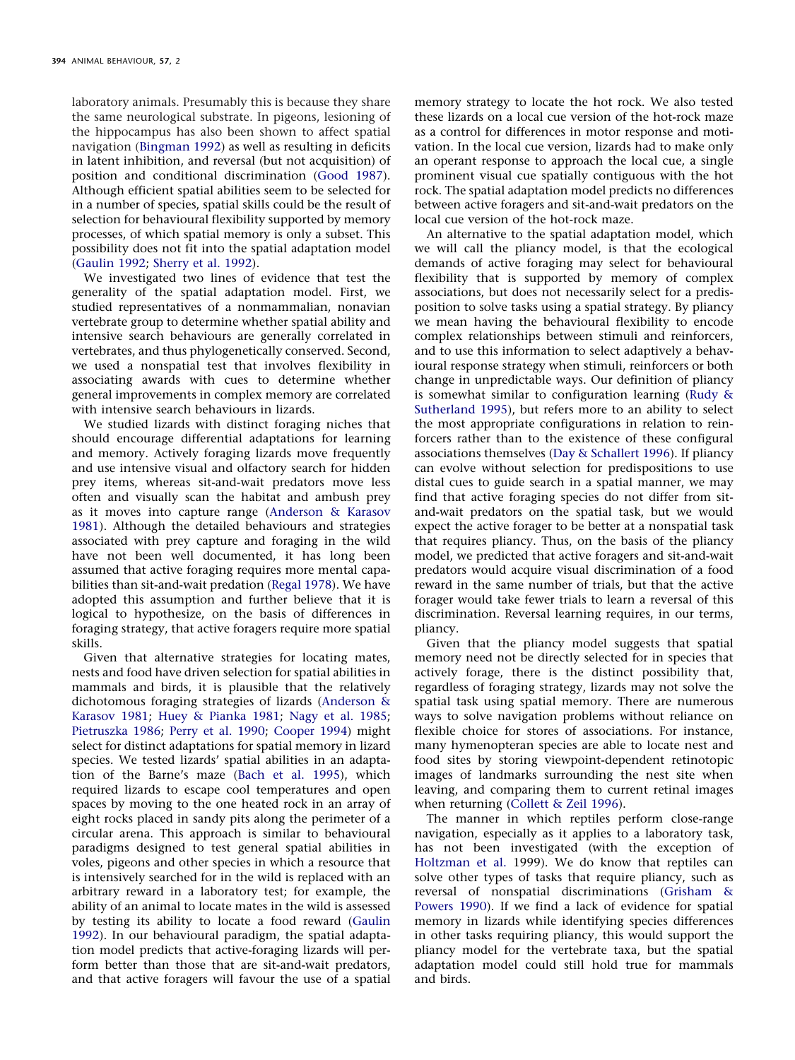laboratory animals. Presumably this is because they share the same neurological substrate. In pigeons, lesioning of the hippocampus has also been shown to affect spatial navigation (Bingman 1992) as well as resulting in deficits in latent inhibition, and reversal (but not acquisition) of position and conditional discrimination (Good 1987). Although efficient spatial abilities seem to be selected for in a number of species, spatial skills could be the result of selection for behavioural flexibility supported by memory processes, of which spatial memory is only a subset. This possibility does not fit into the spatial adaptation model (Gaulin 1992; Sherry et al. 1992).

We investigated two lines of evidence that test the generality of the spatial adaptation model. First, we studied representatives of a nonmammalian, nonavian vertebrate group to determine whether spatial ability and intensive search behaviours are generally correlated in vertebrates, and thus phylogenetically conserved. Second, we used a nonspatial test that involves flexibility in associating awards with cues to determine whether general improvements in complex memory are correlated with intensive search behaviours in lizards.

We studied lizards with distinct foraging niches that should encourage differential adaptations for learning and memory. Actively foraging lizards move frequently and use intensive visual and olfactory search for hidden prey items, whereas sit-and-wait predators move less often and visually scan the habitat and ambush prey as it moves into capture range (Anderson & Karasov 1981). Although the detailed behaviours and strategies associated with prey capture and foraging in the wild have not been well documented, it has long been assumed that active foraging requires more mental capabilities than sit-and-wait predation (Regal 1978). We have adopted this assumption and further believe that it is logical to hypothesize, on the basis of differences in foraging strategy, that active foragers require more spatial skills.

Given that alternative strategies for locating mates, nests and food have driven selection for spatial abilities in mammals and birds, it is plausible that the relatively dichotomous foraging strategies of lizards (Anderson & Karasov 1981; Huey & Pianka 1981; Nagy et al. 1985; Pietruszka 1986; Perry et al. 1990; Cooper 1994) might select for distinct adaptations for spatial memory in lizard species. We tested lizards' spatial abilities in an adaptation of the Barne's maze (Bach et al. 1995), which required lizards to escape cool temperatures and open spaces by moving to the one heated rock in an array of eight rocks placed in sandy pits along the perimeter of a circular arena. This approach is similar to behavioural paradigms designed to test general spatial abilities in voles, pigeons and other species in which a resource that is intensively searched for in the wild is replaced with an arbitrary reward in a laboratory test; for example, the ability of an animal to locate mates in the wild is assessed by testing its ability to locate a food reward (Gaulin 1992). In our behavioural paradigm, the spatial adaptation model predicts that active-foraging lizards will perform better than those that are sit-and-wait predators, and that active foragers will favour the use of a spatial memory strategy to locate the hot rock. We also tested these lizards on a local cue version of the hot-rock maze as a control for differences in motor response and motivation. In the local cue version, lizards had to make only an operant response to approach the local cue, a single prominent visual cue spatially contiguous with the hot rock. The spatial adaptation model predicts no differences between active foragers and sit-and-wait predators on the local cue version of the hot-rock maze.

An alternative to the spatial adaptation model, which we will call the pliancy model, is that the ecological demands of active foraging may select for behavioural flexibility that is supported by memory of complex associations, but does not necessarily select for a predisposition to solve tasks using a spatial strategy. By pliancy we mean having the behavioural flexibility to encode complex relationships between stimuli and reinforcers, and to use this information to select adaptively a behavioural response strategy when stimuli, reinforcers or both change in unpredictable ways. Our definition of pliancy is somewhat similar to configuration learning (Rudy & Sutherland 1995), but refers more to an ability to select the most appropriate configurations in relation to reinforcers rather than to the existence of these configural associations themselves (Day & Schallert 1996). If pliancy can evolve without selection for predispositions to use distal cues to guide search in a spatial manner, we may find that active foraging species do not differ from sit-and-wait predators on the spatial task, but we would expect the active forager to be better at a nonspatial task that requires pliancy. Thus, on the basis of the pliancy model, we predicted that active foragers and sit-and-wait predators would acquire visual discrimination of a food reward in the same number of trials, but that the active forager would take fewer trials to learn a reversal of this discrimination. Reversal learning requires, in our terms, pliancy.

Given that the pliancy model suggests that spatial memory need not be directly selected for in species that actively forage, there is the distinct possibility that, regardless of foraging strategy, lizards may not solve the spatial task using spatial memory. There are numerous ways to solve navigation problems without reliance on flexible choice for stores of associations. For instance, many hymenopteran species are able to locate nest and food sites by storing viewpoint-dependent retinotopic images of landmarks surrounding the nest site when leaving, and comparing them to current retinal images when returning (Collett & Zeil 1996).

The manner in which reptiles perform close-range navigation, especially as it applies to a laboratory task, has not been investigated (with the exception of Holtzman et al. 1999). We do know that reptiles can solve other types of tasks that require pliancy, such as reversal of nonspatial discriminations (Grisham & Powers 1990). If we find a lack of evidence for spatial memory in lizards while identifying species differences in other tasks requiring pliancy, this would support the pliancy model for the vertebrate taxa, but the spatial adaptation model could still hold true for mammals and birds.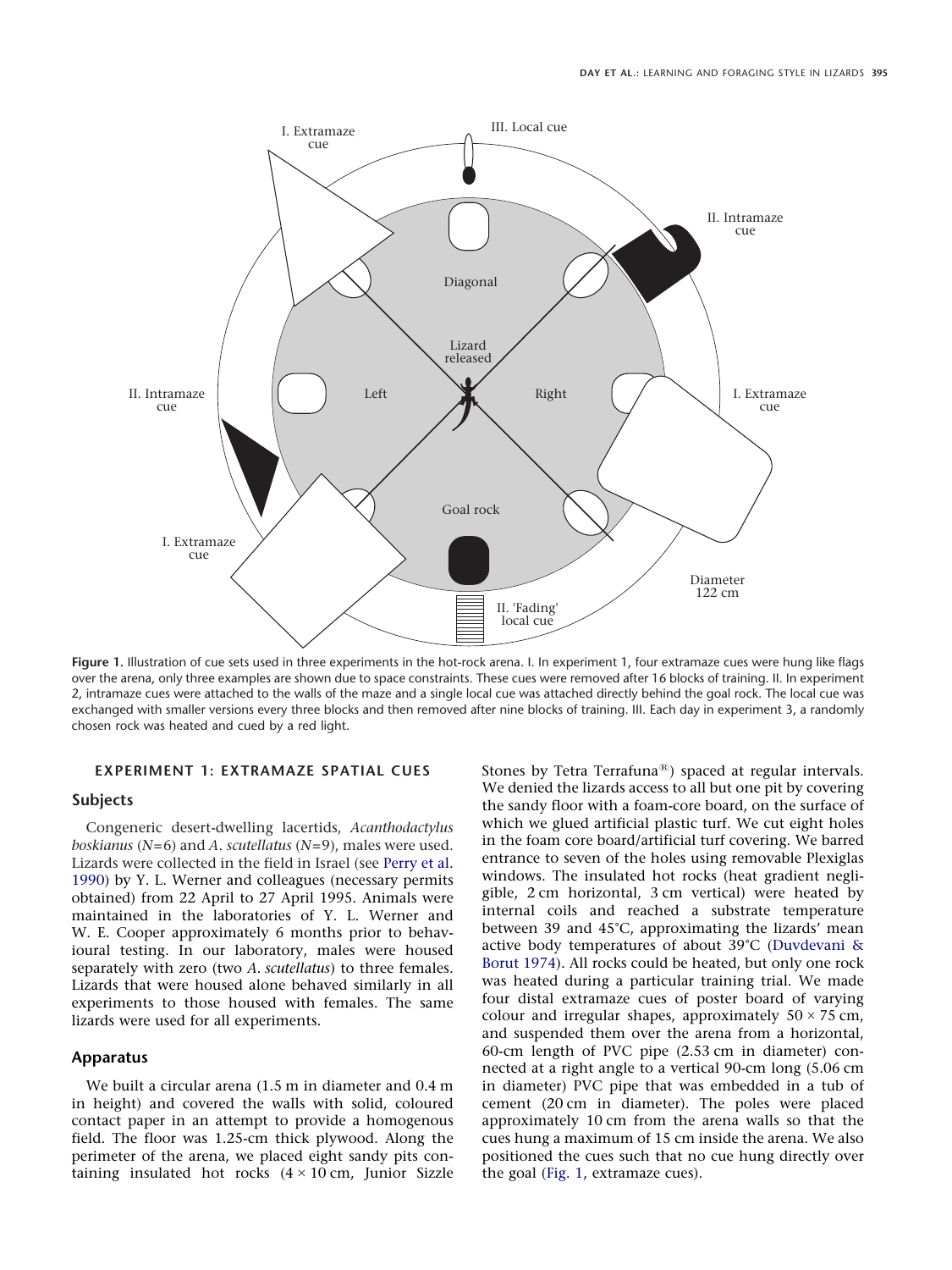Figure 1. Illustration of cue sets used in three experiments in the hot-rock arena. I. In experiment 1, four extramaze cues were hung like flags over the arena, only three examples are shown due to space constraints. These cues were removed after 16 blocks of training. II. In experiment 2, intramaze cues were attached to the walls of the maze and a single local cue was attached directly behind the goal rock. The local cue was exchanged with smaller versions every three blocks and then removed after nine blocks of training. III. Each day in experiment 3, a randomly chosen rock was heated and cued by a red light.

## EXPERIMENT 1: EXTRAMAZE SPATIAL CUES

### Subjects

Congeneric desert-dwelling lacertids, *Acanthodactylus boskianus* (*N*=6) and *A. scutellatus* (*N*=9), males were used. Lizards were collected in the field in Israel (see Perry et al. 1990) by Y. L. Werner and colleagues (necessary permits obtained) from 22 April to 27 April 1995. Animals were maintained in the laboratories of Y. L. Werner and W. E. Cooper approximately 6 months prior to behavioural testing. In our laboratory, males were housed separately with zero (two *A. scutellatus*) to three females. Lizards that were housed alone behaved similarly in all experiments to those housed with females. The same lizards were used for all experiments.

### Apparatus

We built a circular arena (1.5 m in diameter and 0.4 m in height) and covered the walls with solid, coloured contact paper in an attempt to provide a homogenous field. The floor was 1.25-cm thick plywood. Along the perimeter of the arena, we placed eight sandy pits containing insulated hot rocks (4 × 10 cm, Junior Sizzle Stones by Tetra Terrafuna®) spaced at regular intervals. We denied the lizards access to all but one pit by covering the sandy floor with a foam-core board, on the surface of which we glued artificial plastic turf. We cut eight holes in the foam core board/artificial turf covering. We barred entrance to seven of the holes using removable Plexiglas windows. The insulated hot rocks (heat gradient negligible, 2 cm horizontal, 3 cm vertical) were heated by internal coils and reached a substrate temperature between 39 and 45°C, approximating the lizards' mean active body temperatures of about 39°C (Duvdevani & Borut 1974). All rocks could be heated, but only one rock was heated during a particular training trial. We made four distal extramaze cues of poster board of varying colour and irregular shapes, approximately 50 × 75 cm, and suspended them over the arena from a horizontal, 60-cm length of PVC pipe (2.53 cm in diameter) connected at a right angle to a vertical 90-cm long (5.06 cm in diameter) PVC pipe that was embedded in a tub of cement (20 cm in diameter). The poles were placed approximately 10 cm from the arena walls so that the cues hung a maximum of 15 cm inside the arena. We also positioned the cues such that no cue hung directly over the goal (Fig. 1, extramaze cues).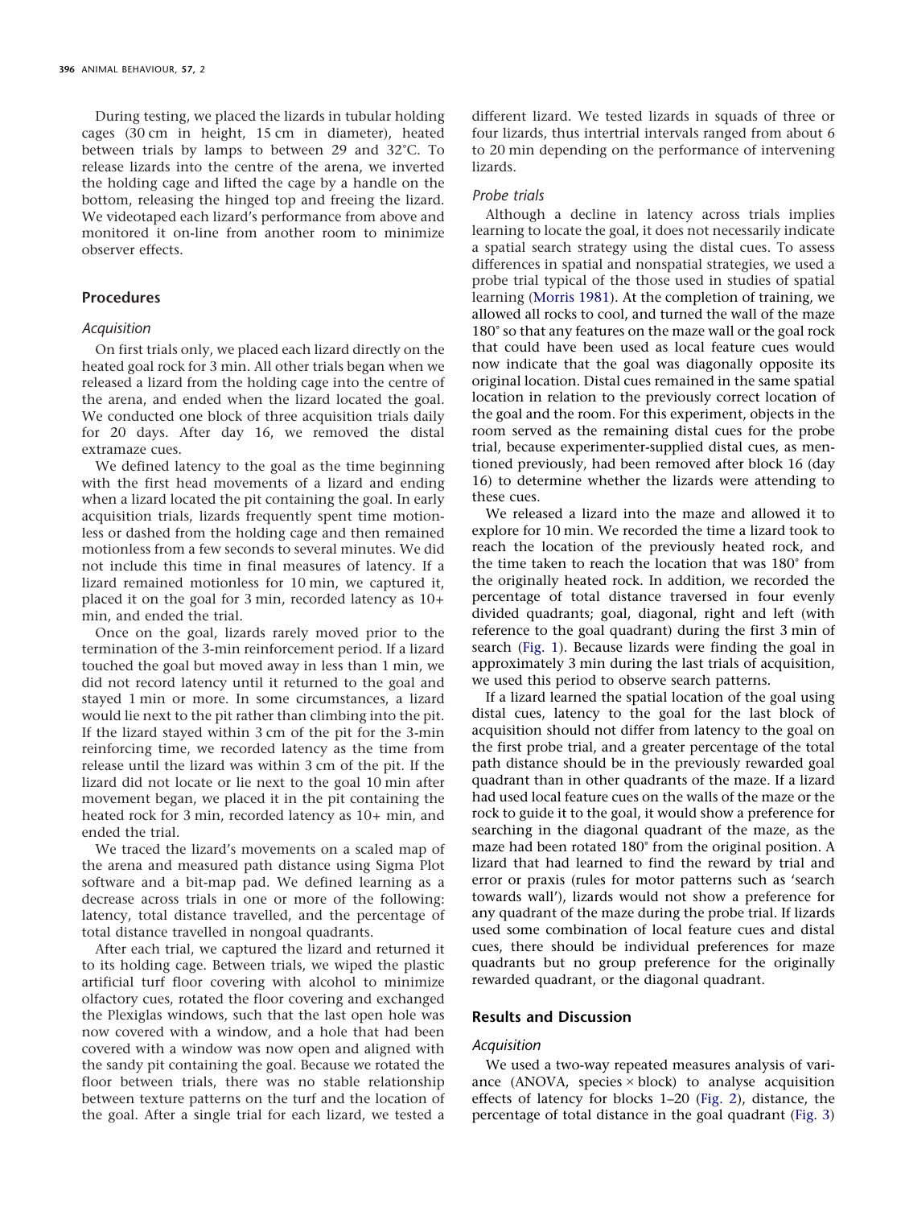During testing, we placed the lizards in tubular holding cages (30 cm in height, 15 cm in diameter), heated between trials by lamps to between 29 and 32°C. To release lizards into the centre of the arena, we inverted the holding cage and lifted the cage by a handle on the bottom, releasing the hinged top and freeing the lizard. We videotaped each lizard's performance from above and monitored it on-line from another room to minimize observer effects.

## Procedures

### Acquisition

On first trials only, we placed each lizard directly on the heated goal rock for 3 min. All other trials began when we released a lizard from the holding cage into the centre of the arena, and ended when the lizard located the goal. We conducted one block of three acquisition trials daily for 20 days. After day 16, we removed the distal extramaze cues.

We defined latency to the goal as the time beginning with the first head movements of a lizard and ending when a lizard located the pit containing the goal. In early acquisition trials, lizards frequently spent time motionless or dashed from the holding cage and then remained motionless from a few seconds to several minutes. We did not include this time in final measures of latency. If a lizard remained motionless for 10 min, we captured it, placed it on the goal for 3 min, recorded latency as 10+ min, and ended the trial.

Once on the goal, lizards rarely moved prior to the termination of the 3-min reinforcement period. If a lizard touched the goal but moved away in less than 1 min, we did not record latency until it returned to the goal and stayed 1 min or more. In some circumstances, a lizard would lie next to the pit rather than climbing into the pit. If the lizard stayed within 3 cm of the pit for the 3-min reinforcing time, we recorded latency as the time from release until the lizard was within 3 cm of the pit. If the lizard did not locate or lie next to the goal 10 min after movement began, we placed it in the pit containing the heated rock for 3 min, recorded latency as 10+ min, and ended the trial.

We traced the lizard's movements on a scaled map of the arena and measured path distance using Sigma Plot software and a bit-map pad. We defined learning as a decrease across trials in one or more of the following: latency, total distance travelled, and the percentage of total distance travelled in nongoal quadrants.

After each trial, we captured the lizard and returned it to its holding cage. Between trials, we wiped the plastic artificial turf floor covering with alcohol to minimize olfactory cues, rotated the floor covering and exchanged the Plexiglas windows, such that the last open hole was now covered with a window, and a hole that had been covered with a window was now open and aligned with the sandy pit containing the goal. Because we rotated the floor between trials, there was no stable relationship between texture patterns on the turf and the location of the goal. After a single trial for each lizard, we tested a different lizard. We tested lizards in squads of three or four lizards, thus intertrial intervals ranged from about 6 to 20 min depending on the performance of intervening lizards.

### Probe trials

Although a decline in latency across trials implies learning to locate the goal, it does not necessarily indicate a spatial search strategy using the distal cues. To assess differences in spatial and nonspatial strategies, we used a probe trial typical of the those used in studies of spatial learning (Morris 1981). At the completion of training, we allowed all rocks to cool, and turned the wall of the maze 180° so that any features on the maze wall or the goal rock that could have been used as local feature cues would now indicate that the goal was diagonally opposite its original location. Distal cues remained in the same spatial location in relation to the previously correct location of the goal and the room. For this experiment, objects in the room served as the remaining distal cues for the probe trial, because experimenter-supplied distal cues, as mentioned previously, had been removed after block 16 (day 16) to determine whether the lizards were attending to these cues.

We released a lizard into the maze and allowed it to explore for 10 min. We recorded the time a lizard took to reach the location of the previously heated rock, and the time taken to reach the location that was 180° from the originally heated rock. In addition, we recorded the percentage of total distance traversed in four evenly divided quadrants; goal, diagonal, right and left (with reference to the goal quadrant) during the first 3 min of search (Fig. 1). Because lizards were finding the goal in approximately 3 min during the last trials of acquisition, we used this period to observe search patterns.

If a lizard learned the spatial location of the goal using distal cues, latency to the goal for the last block of acquisition should not differ from latency to the goal on the first probe trial, and a greater percentage of the total path distance should be in the previously rewarded goal quadrant than in other quadrants of the maze. If a lizard had used local feature cues on the walls of the maze or the rock to guide it to the goal, it would show a preference for searching in the diagonal quadrant of the maze, as the maze had been rotated 180° from the original position. A lizard that had learned to find the reward by trial and error or praxis (rules for motor patterns such as 'search towards wall'), lizards would not show a preference for any quadrant of the maze during the probe trial. If lizards used some combination of local feature cues and distal cues, there should be individual preferences for maze quadrants but no group preference for the originally rewarded quadrant, or the diagonal quadrant.

## Results and Discussion

### Acquisition

We used a two-way repeated measures analysis of variance (ANOVA, species × block) to analyse acquisition effects of latency for blocks 1–20 (Fig. 2), distance, the percentage of total distance in the goal quadrant (Fig. 3)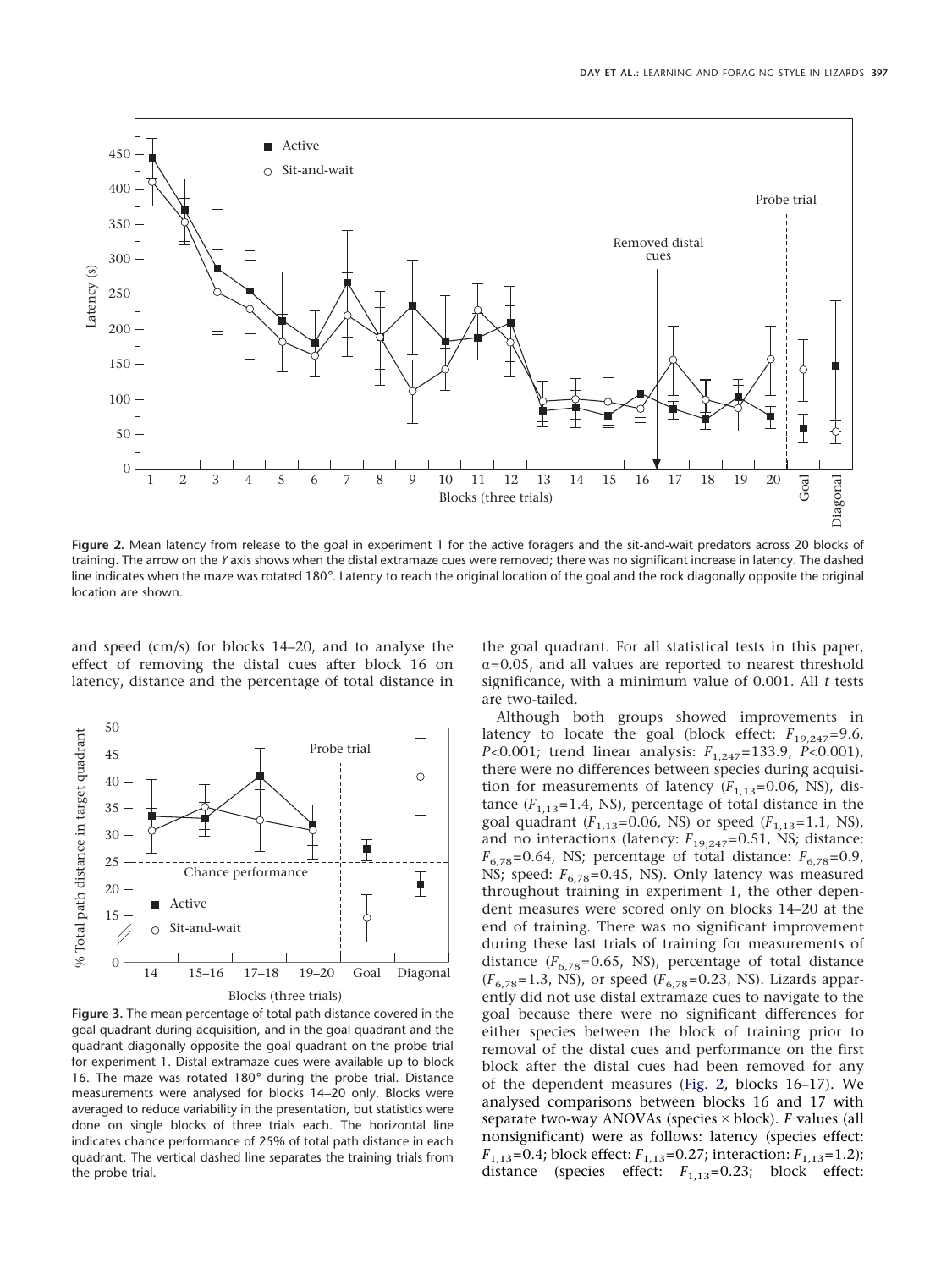**Figure 2.** Mean latency from release to the goal in experiment 1 for the active foragers and the sit-and-wait predators across 20 blocks of training. The arrow on the *Y* axis shows when the distal extramaze cues were removed; there was no significant increase in latency. The dashed line indicates when the maze was rotated 180°. Latency to reach the original location of the goal and the rock diagonally opposite the original location are shown.

and speed (cm/s) for blocks 14–20, and to analyse the effect of removing the distal cues after block 16 on latency, distance and the percentage of total distance in the goal quadrant. For all statistical tests in this paper, $\alpha$=0.05, and all values are reported to nearest threshold significance, with a minimum value of 0.001. All *t* tests are two-tailed.

**Figure 3.** The mean percentage of total path distance covered in the goal quadrant during acquisition, and in the goal quadrant and the quadrant diagonally opposite the goal quadrant on the probe trial for experiment 1. Distal extramaze cues were available up to block 16. The maze was rotated 180° during the probe trial. Distance measurements were analysed for blocks 14–20 only. Blocks were averaged to reduce variability in the presentation, but statistics were done on single blocks of three trials each. The horizontal line indicates chance performance of 25% of total path distance in each quadrant. The vertical dashed line separates the training trials from the probe trial.

Although both groups showed improvements in latency to locate the goal (block effect: $F_{19,247}$=9.6, $P$<0.001; trend linear analysis: $F_{1,247}$=133.9, $P$<0.001), there were no differences between species during acquisition for measurements of latency ($F_{1,13}$=0.06, NS), distance ($F_{1,13}$=1.4, NS), percentage of total distance in the goal quadrant ($F_{1,13}$=0.06, NS) or speed ($F_{1,13}$=1.1, NS), and no interactions (latency: $F_{19,247}$=0.51, NS; distance: $F_{6,78}$=0.64, NS; percentage of total distance: $F_{6,78}$=0.9, NS; speed: $F_{6,78}$=0.45, NS). Only latency was measured throughout training in experiment 1, the other dependent measures were scored only on blocks 14–20 at the end of training. There was no significant improvement during these last trials of training for measurements of distance ($F_{6,78}$=0.65, NS), percentage of total distance ($F_{6,78}$=1.3, NS), or speed ($F_{6,78}$=0.23, NS). Lizards apparently did not use distal extramaze cues to navigate to the goal because there were no significant differences for either species between the block of training prior to removal of the distal cues and performance on the first block after the distal cues had been removed for any of the dependent measures (Fig. 2, blocks 16–17). We analysed comparisons between blocks 16 and 17 with separate two-way ANOVAs (species × block). *F* values (all nonsignificant) were as follows: latency (species effect: $F_{1,13}$=0.4; block effect: $F_{1,13}$=0.27; interaction: $F_{1,13}$=1.2); distance (species effect: $F_{1,13}$=0.23; block effect: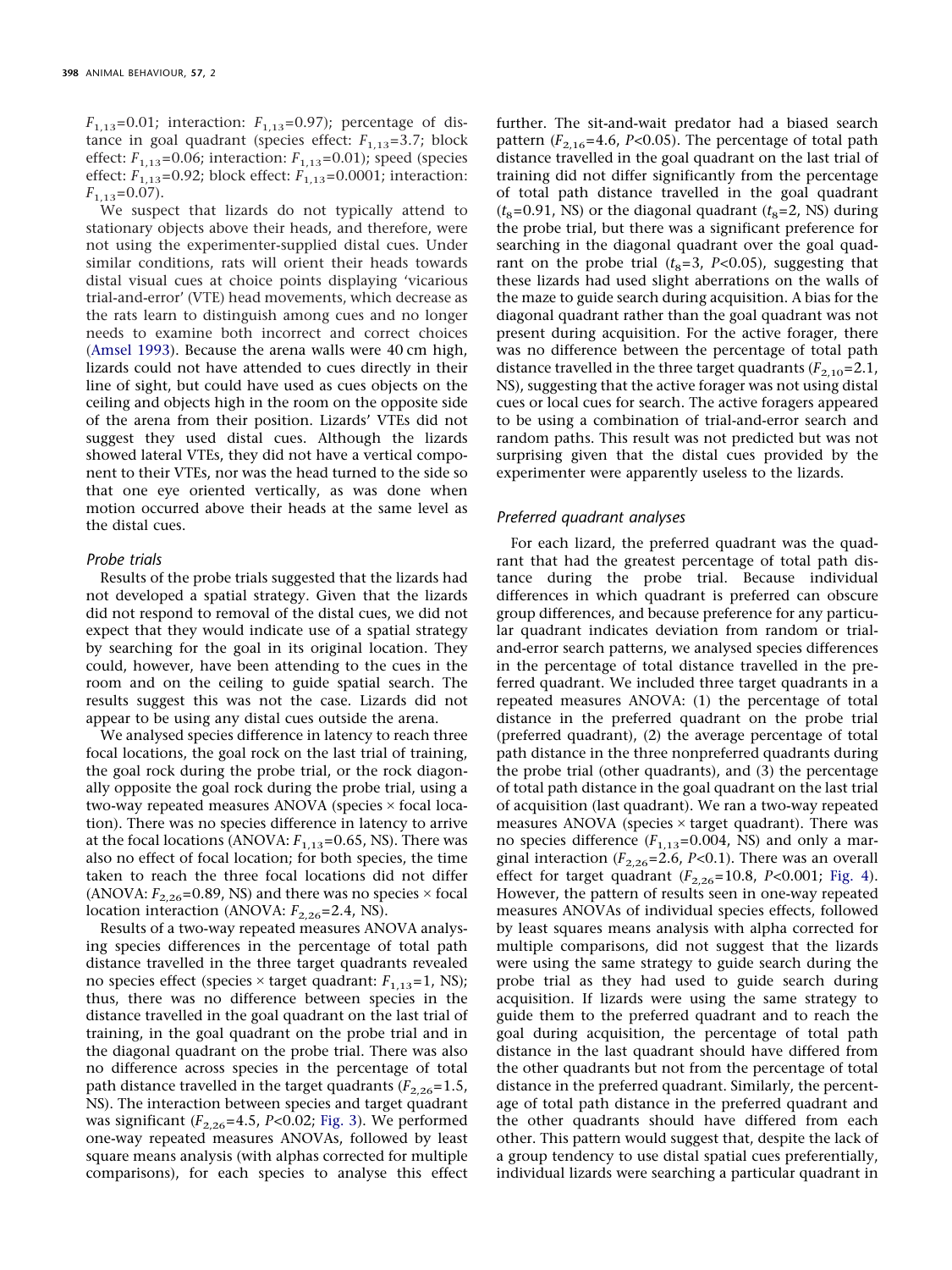$F_{1,13}$=0.01; interaction: $F_{1,13}$=0.97); percentage of distance in goal quadrant (species effect: $F_{1,13}$=3.7; block effect: $F_{1,13}$=0.06; interaction: $F_{1,13}$=0.01); speed (species effect: $F_{1,13}$=0.92; block effect: $F_{1,13}$=0.0001; interaction: $F_{1,13}$=0.07).

We suspect that lizards do not typically attend to stationary objects above their heads, and therefore, were not using the experimenter-supplied distal cues. Under similar conditions, rats will orient their heads towards distal visual cues at choice points displaying 'vicarious trial-and-error' (VTE) head movements, which decrease as the rats learn to distinguish among cues and no longer needs to examine both incorrect and correct choices (Amsel 1993). Because the arena walls were 40 cm high, lizards could not have attended to cues directly in their line of sight, but could have used as cues objects on the ceiling and objects high in the room on the opposite side of the arena from their position. Lizards' VTEs did not suggest they used distal cues. Although the lizards showed lateral VTEs, they did not have a vertical component to their VTEs, nor was the head turned to the side so that one eye oriented vertically, as was done when motion occurred above their heads at the same level as the distal cues.

### *Probe trials*

Results of the probe trials suggested that the lizards had not developed a spatial strategy. Given that the lizards did not respond to removal of the distal cues, we did not expect that they would indicate use of a spatial strategy by searching for the goal in its original location. They could, however, have been attending to the cues in the room and on the ceiling to guide spatial search. The results suggest this was not the case. Lizards did not appear to be using any distal cues outside the arena.

We analysed species difference in latency to reach three focal locations, the goal rock on the last trial of training, the goal rock during the probe trial, or the rock diagonally opposite the goal rock during the probe trial, using a two-way repeated measures ANOVA (species × focal location). There was no species difference in latency to arrive at the focal locations (ANOVA: $F_{1,13}$=0.65, NS). There was also no effect of focal location; for both species, the time taken to reach the three focal locations did not differ (ANOVA: $F_{2,26}$=0.89, NS) and there was no species × focal location interaction (ANOVA: $F_{2,26}$=2.4, NS).

Results of a two-way repeated measures ANOVA analysing species differences in the percentage of total path distance travelled in the three target quadrants revealed no species effect (species × target quadrant: $F_{1,13}$=1, NS); thus, there was no difference between species in the distance travelled in the goal quadrant on the last trial of training, in the goal quadrant on the probe trial and in the diagonal quadrant on the probe trial. There was also no difference across species in the percentage of total path distance travelled in the target quadrants ($F_{2,26}$=1.5, NS). The interaction between species and target quadrant was significant ($F_{2,26}$=4.5, $P$<0.02; Fig. 3). We performed one-way repeated measures ANOVAs, followed by least square means analysis (with alphas corrected for multiple comparisons), for each species to analyse this effect further. The sit-and-wait predator had a biased search pattern ($F_{2,16}$=4.6, $P$<0.05). The percentage of total path distance travelled in the goal quadrant on the last trial of training did not differ significantly from the percentage of total path distance travelled in the goal quadrant ($t_8$=0.91, NS) or the diagonal quadrant ($t_8$=2, NS) during the probe trial, but there was a significant preference for searching in the diagonal quadrant over the goal quadrant on the probe trial ($t_8$=3, $P$<0.05), suggesting that these lizards had used slight aberrations on the walls of the maze to guide search during acquisition. A bias for the diagonal quadrant rather than the goal quadrant was not present during acquisition. For the active forager, there was no difference between the percentage of total path distance travelled in the three target quadrants ($F_{2,10}$=2.1, NS), suggesting that the active forager was not using distal cues or local cues for search. The active foragers appeared to be using a combination of trial-and-error search and random paths. This result was not predicted but was not surprising given that the distal cues provided by the experimenter were apparently useless to the lizards.

### *Preferred quadrant analyses*

For each lizard, the preferred quadrant was the quadrant that had the greatest percentage of total path distance during the probe trial. Because individual differences in which quadrant is preferred can obscure group differences, and because preference for any particular quadrant indicates deviation from random or trial-and-error search patterns, we analysed species differences in the percentage of total distance travelled in the preferred quadrant. We included three target quadrants in a repeated measures ANOVA: (1) the percentage of total distance in the preferred quadrant on the probe trial (preferred quadrant), (2) the average percentage of total path distance in the three nonpreferred quadrants during the probe trial (other quadrants), and (3) the percentage of total path distance in the goal quadrant on the last trial of acquisition (last quadrant). We ran a two-way repeated measures ANOVA (species × target quadrant). There was no species difference ($F_{1,13}$=0.004, NS) and only a marginal interaction ($F_{2,26}$=2.6, $P$<0.1). There was an overall effect for target quadrant ($F_{2,26}$=10.8, $P$<0.001; Fig. 4). However, the pattern of results seen in one-way repeated measures ANOVAs of individual species effects, followed by least squares means analysis with alpha corrected for multiple comparisons, did not suggest that the lizards were using the same strategy to guide search during the probe trial as they had used to guide search during acquisition. If lizards were using the same strategy to guide them to the preferred quadrant and to reach the goal during acquisition, the percentage of total path distance in the last quadrant should have differed from the other quadrants but not from the percentage of total distance in the preferred quadrant. Similarly, the percentage of total path distance in the preferred quadrant and the other quadrants should have differed from each other. This pattern would suggest that, despite the lack of a group tendency to use distal spatial cues preferentially, individual lizards were searching a particular quadrant in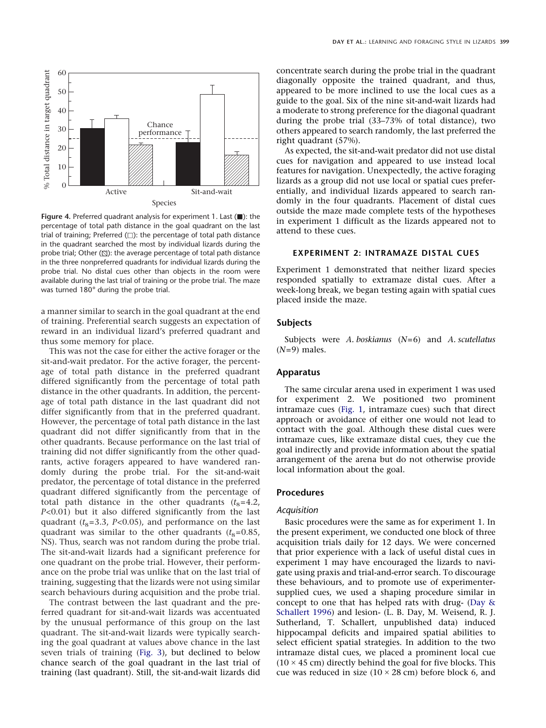Figure 4. Preferred quadrant analysis for experiment 1. Last (■): the percentage of total path distance in the goal quadrant on the last trial of training; Preferred (□): the percentage of total path distance in the quadrant searched the most by individual lizards during the probe trial; Other (▨): the average percentage of total path distance in the three nonpreferred quadrants for individual lizards during the probe trial. No distal cues other than objects in the room were available during the last trial of training or the probe trial. The maze was turned 180° during the probe trial.

a manner similar to search in the goal quadrant at the end of training. Preferential search suggests an expectation of reward in an individual lizard's preferred quadrant and thus some memory for place.

This was not the case for either the active forager or the sit-and-wait predator. For the active forager, the percentage of total path distance in the preferred quadrant differed significantly from the percentage of total path distance in the other quadrants. In addition, the percentage of total path distance in the last quadrant did not differ significantly from that in the preferred quadrant. However, the percentage of total path distance in the last quadrant did not differ significantly from that in the other quadrants. Because performance on the last trial of training did not differ significantly from the other quadrants, active foragers appeared to have wandered randomly during the probe trial. For the sit-and-wait predator, the percentage of total distance in the preferred quadrant differed significantly from the percentage of total path distance in the other quadrants ($t_8$=4.2, $P$<0.01) but it also differed significantly from the last quadrant ($t_8$=3.3, $P$<0.05), and performance on the last quadrant was similar to the other quadrants ($t_8$=0.85, NS). Thus, search was not random during the probe trial. The sit-and-wait lizards had a significant preference for one quadrant on the probe trial. However, their performance on the probe trial was unlike that on the last trial of training, suggesting that the lizards were not using similar search behaviours during acquisition and the probe trial.

The contrast between the last quadrant and the preferred quadrant for sit-and-wait lizards was accentuated by the unusual performance of this group on the last quadrant. The sit-and-wait lizards were typically searching the goal quadrant at values above chance in the last seven trials of training (Fig. 3), but declined to below chance search of the goal quadrant in the last trial of training (last quadrant). Still, the sit-and-wait lizards did concentrate search during the probe trial in the quadrant diagonally opposite the trained quadrant, and thus, appeared to be more inclined to use the local cues as a guide to the goal. Six of the nine sit-and-wait lizards had a moderate to strong preference for the diagonal quadrant during the probe trial (33–73% of total distance), two others appeared to search randomly, the last preferred the right quadrant (57%).

As expected, the sit-and-wait predator did not use distal cues for navigation and appeared to use instead local features for navigation. Unexpectedly, the active foraging lizards as a group did not use local or spatial cues preferentially, and individual lizards appeared to search randomly in the four quadrants. Placement of distal cues outside the maze made complete tests of the hypotheses in experiment 1 difficult as the lizards appeared not to attend to these cues.

## EXPERIMENT 2: INTRAMAZE DISTAL CUES

Experiment 1 demonstrated that neither lizard species responded spatially to extramaze distal cues. After a week-long break, we began testing again with spatial cues placed inside the maze.

### Subjects

Subjects were *A. boskianus* ($N$=6) and *A. scutellatus* ($N$=9) males.

### Apparatus

The same circular arena used in experiment 1 was used for experiment 2. We positioned two prominent intramaze cues (Fig. 1, intramaze cues) such that direct approach or avoidance of either one would not lead to contact with the goal. Although these distal cues were intramaze cues, like extramaze distal cues, they cue the goal indirectly and provide information about the spatial arrangement of the arena but do not otherwise provide local information about the goal.

### Procedures

#### *Acquisition*

Basic procedures were the same as for experiment 1. In the present experiment, we conducted one block of three acquisition trials daily for 12 days. We were concerned that prior experience with a lack of useful distal cues in experiment 1 may have encouraged the lizards to navigate using praxis and trial-and-error search. To discourage these behaviours, and to promote use of experimenter-supplied cues, we used a shaping procedure similar in concept to one that has helped rats with drug- (Day & Schallert 1996) and lesion- (L. B. Day, M. Weisend, R. J. Sutherland, T. Schallert, unpublished data) induced hippocampal deficits and impaired spatial abilities to select efficient spatial strategies. In addition to the two intramaze distal cues, we placed a prominent local cue (10 × 45 cm) directly behind the goal for five blocks. This cue was reduced in size (10 × 28 cm) before block 6, and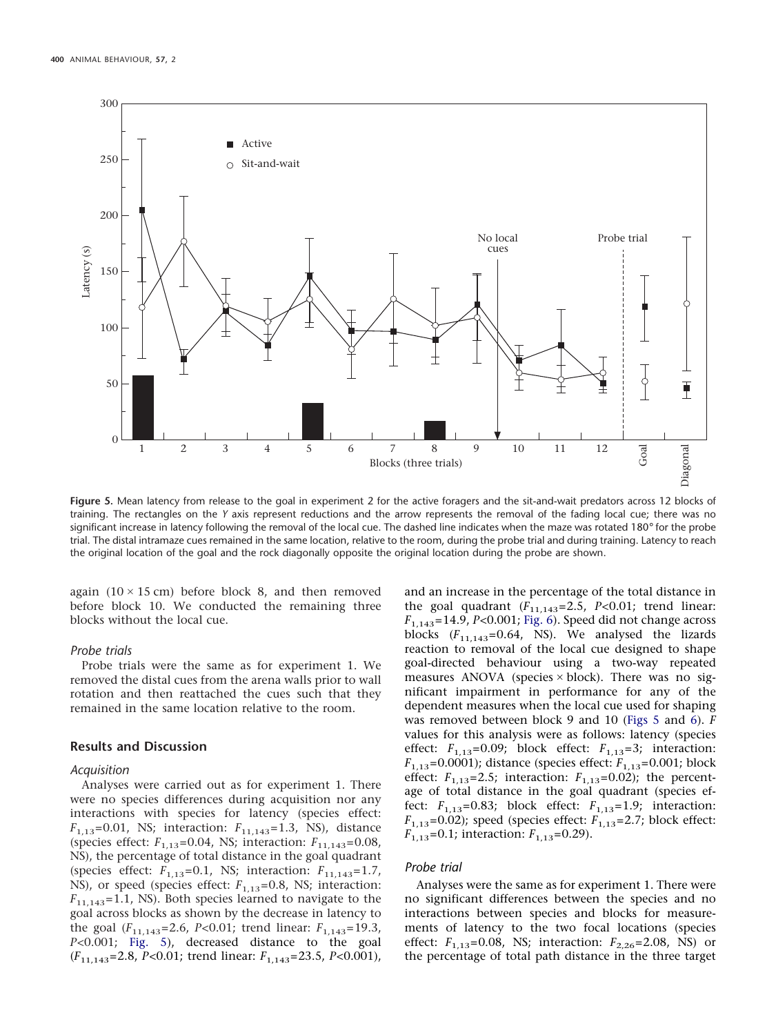Figure 5. Mean latency from release to the goal in experiment 2 for the active foragers and the sit-and-wait predators across 12 blocks of training. The rectangles on the Y axis represent reductions and the arrow represents the removal of the fading local cue; there was no significant increase in latency following the removal of the local cue. The dashed line indicates when the maze was rotated 180° for the probe trial. The distal intramaze cues remained in the same location, relative to the room, during the probe trial and during training. Latency to reach the original location of the goal and the rock diagonally opposite the original location during the probe are shown.

again (10 × 15 cm) before block 8, and then removed before block 10. We conducted the remaining three blocks without the local cue.

### Probe trials

Probe trials were the same as for experiment 1. We removed the distal cues from the arena walls prior to wall rotation and then reattached the cues such that they remained in the same location relative to the room.

## Results and Discussion

### Acquisition

Analyses were carried out as for experiment 1. There were no species differences during acquisition nor any interactions with species for latency (species effect: $F_{1,13}$=0.01, NS; interaction: $F_{11,143}$=1.3, NS), distance (species effect: $F_{1,13}$=0.04, NS; interaction: $F_{11,143}$=0.08, NS), the percentage of total distance in the goal quadrant (species effect: $F_{1,13}$=0.1, NS; interaction: $F_{11,143}$=1.7, NS), or speed (species effect: $F_{1,13}$=0.8, NS; interaction: $F_{11,143}$=1.1, NS). Both species learned to navigate to the goal across blocks as shown by the decrease in latency to the goal ($F_{11,143}$=2.6, $P$<0.01; trend linear: $F_{1,143}$=19.3, $P$<0.001; Fig. 5), decreased distance to the goal ($F_{11,143}$=2.8, $P$<0.01; trend linear: $F_{1,143}$=23.5, $P$<0.001), and an increase in the percentage of the total distance in the goal quadrant ($F_{11,143}$=2.5, $P$<0.01; trend linear: $F_{1,143}$=14.9, $P$<0.001; Fig. 6). Speed did not change across blocks ($F_{11,143}$=0.64, NS). We analysed the lizards reaction to removal of the local cue designed to shape goal-directed behaviour using a two-way repeated measures ANOVA (species × block). There was no significant impairment in performance for any of the dependent measures when the local cue used for shaping was removed between block 9 and 10 (Figs 5 and 6). $F$ values for this analysis were as follows: latency (species effect: $F_{1,13}$=0.09; block effect: $F_{1,13}$=3; interaction: $F_{1,13}$=0.0001); distance (species effect: $F_{1,13}$=0.001; block effect: $F_{1,13}$=2.5; interaction: $F_{1,13}$=0.02); the percentage of total distance in the goal quadrant (species effect: $F_{1,13}$=0.83; block effect: $F_{1,13}$=1.9; interaction: $F_{1,13}$=0.02); speed (species effect: $F_{1,13}$=2.7; block effect: $F_{1,13}$=0.1; interaction: $F_{1,13}$=0.29).

### Probe trial

Analyses were the same as for experiment 1. There were no significant differences between the species and no interactions between species and blocks for measurements of latency to the two focal locations (species effect: $F_{1,13}$=0.08, NS; interaction: $F_{2,26}$=2.08, NS) or the percentage of total path distance in the three target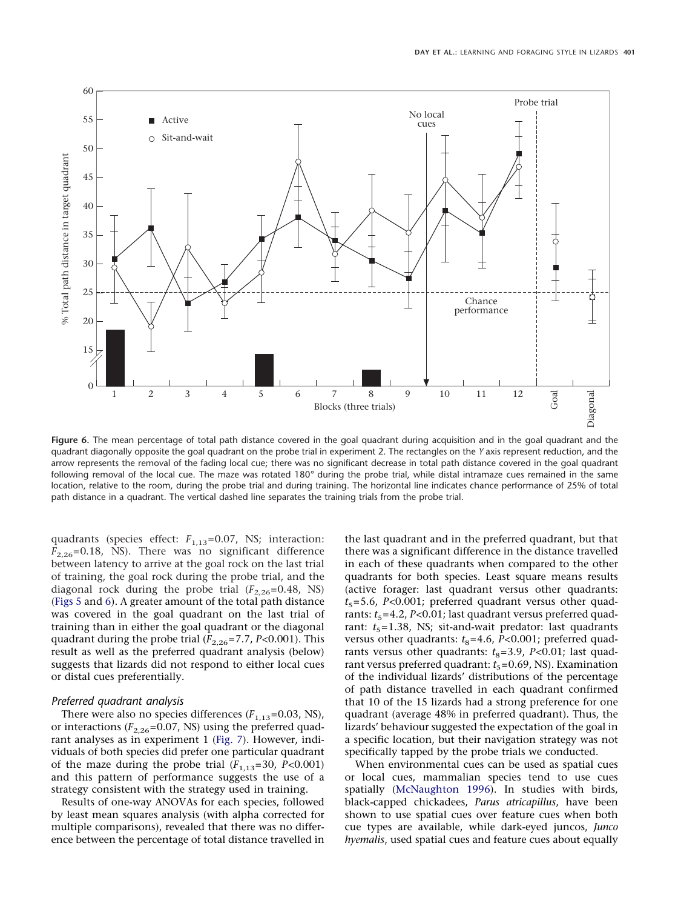Figure 6. The mean percentage of total path distance covered in the goal quadrant during acquisition and in the goal quadrant and the quadrant diagonally opposite the goal quadrant on the probe trial in experiment 2. The rectangles on the Y axis represent reduction, and the arrow represents the removal of the fading local cue; there was no significant decrease in total path distance covered in the goal quadrant following removal of the local cue. The maze was rotated 180° during the probe trial, while distal intramaze cues remained in the same location, relative to the room, during the probe trial and during training. The horizontal line indicates chance performance of 25% of total path distance in a quadrant. The vertical dashed line separates the training trials from the probe trial.

quadrants (species effect: $F_{1,13}$=0.07, NS; interaction: $F_{2,26}$=0.18, NS). There was no significant difference between latency to arrive at the goal rock on the last trial of training, the goal rock during the probe trial, and the diagonal rock during the probe trial ($F_{2,26}$=0.48, NS) (Figs 5 and 6). A greater amount of the total path distance was covered in the goal quadrant on the last trial of training than in either the goal quadrant or the diagonal quadrant during the probe trial ($F_{2,26}$=7.7, $P$<0.001). This result as well as the preferred quadrant analysis (below) suggests that lizards did not respond to either local cues or distal cues preferentially.

### Preferred quadrant analysis

There were also no species differences ($F_{1,13}$=0.03, NS), or interactions ($F_{2,26}$=0.07, NS) using the preferred quadrant analyses as in experiment 1 (Fig. 7). However, individuals of both species did prefer one particular quadrant of the maze during the probe trial ($F_{1,13}$=30, $P$<0.001) and this pattern of performance suggests the use of a strategy consistent with the strategy used in training.

Results of one-way ANOVAs for each species, followed by least mean squares analysis (with alpha corrected for multiple comparisons), revealed that there was no difference between the percentage of total distance travelled in the last quadrant and in the preferred quadrant, but that there was a significant difference in the distance travelled in each of these quadrants when compared to the other quadrants for both species. Least square means results (active forager: last quadrant versus other quadrants: $t_5$=5.6, $P$<0.001; preferred quadrant versus other quadrants: $t_5$=4.2, $P$<0.01; last quadrant versus preferred quadrant: $t_5$=1.38, NS; sit-and-wait predator: last quadrants versus other quadrants: $t_8$=4.6, $P$<0.001; preferred quadrants versus other quadrants: $t_8$=3.9, $P$<0.01; last quadrant versus preferred quadrant: $t_5$=0.69, NS). Examination of the individual lizards' distributions of the percentage of path distance travelled in each quadrant confirmed that 10 of the 15 lizards had a strong preference for one quadrant (average 48% in preferred quadrant). Thus, the lizards' behaviour suggested the expectation of the goal in a specific location, but their navigation strategy was not specifically tapped by the probe trials we conducted.

When environmental cues can be used as spatial cues or local cues, mammalian species tend to use cues spatially (McNaughton 1996). In studies with birds, black-capped chickadees, *Parus atricapillus*, have been shown to use spatial cues over feature cues when both cue types are available, while dark-eyed juncos, *Junco hyemalis*, used spatial cues and feature cues about equally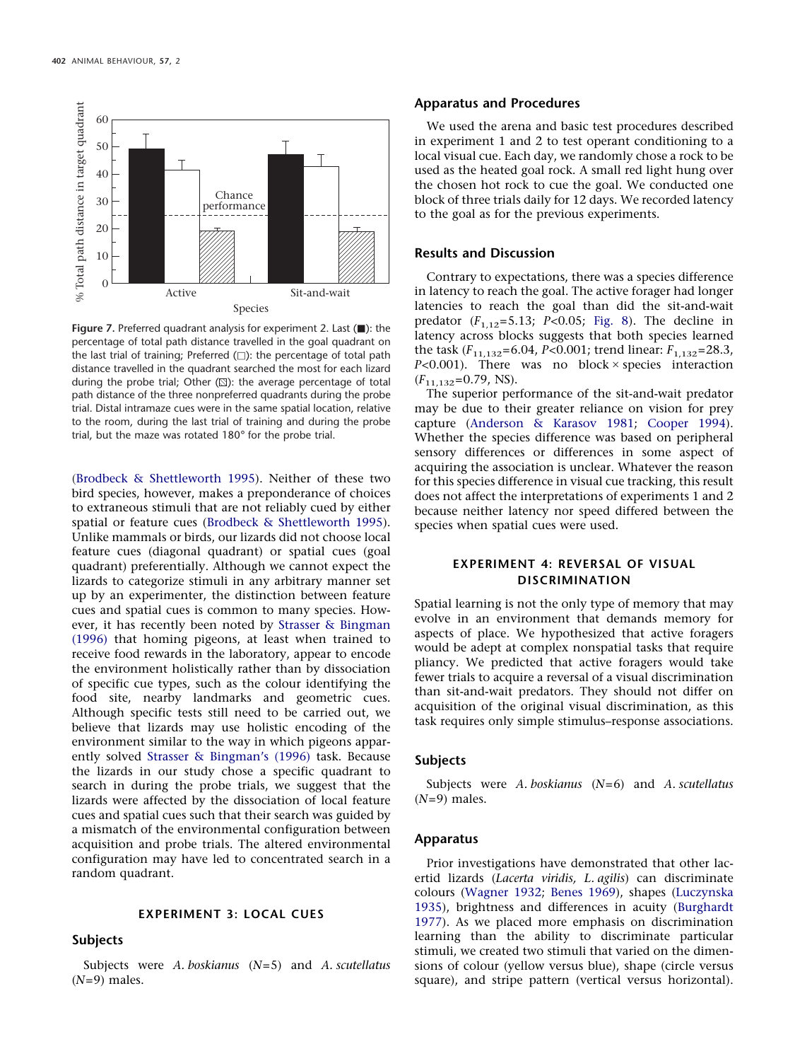Figure 7. Preferred quadrant analysis for experiment 2. Last (■): the percentage of total path distance travelled in the goal quadrant on the last trial of training; Preferred (□): the percentage of total path distance travelled in the quadrant searched the most for each lizard during the probe trial; Other (▨): the average percentage of total path distance of the three nonpreferred quadrants during the probe trial. Distal intramaze cues were in the same spatial location, relative to the room, during the last trial of training and during the probe trial, but the maze was rotated 180° for the probe trial.

(Brodbeck & Shettleworth 1995). Neither of these two bird species, however, makes a preponderance of choices to extraneous stimuli that are not reliably cued by either spatial or feature cues (Brodbeck & Shettleworth 1995). Unlike mammals or birds, our lizards did not choose local feature cues (diagonal quadrant) or spatial cues (goal quadrant) preferentially. Although we cannot expect the lizards to categorize stimuli in any arbitrary manner set up by an experimenter, the distinction between feature cues and spatial cues is common to many species. However, it has recently been noted by Strasser & Bingman (1996) that homing pigeons, at least when trained to receive food rewards in the laboratory, appear to encode the environment holistically rather than by dissociation of specific cue types, such as the colour identifying the food site, nearby landmarks and geometric cues. Although specific tests still need to be carried out, we believe that lizards may use holistic encoding of the environment similar to the way in which pigeons apparently solved Strasser & Bingman's (1996) task. Because the lizards in our study chose a specific quadrant to search in during the probe trials, we suggest that the lizards were affected by the dissociation of local feature cues and spatial cues such that their search was guided by a mismatch of the environmental configuration between acquisition and probe trials. The altered environmental configuration may have led to concentrated search in a random quadrant.

## EXPERIMENT 3: LOCAL CUES

### Subjects

Subjects were *A. boskianus* ($N$=5) and *A. scutellatus* ($N$=9) males.

### Apparatus and Procedures

We used the arena and basic test procedures described in experiment 1 and 2 to test operant conditioning to a local visual cue. Each day, we randomly chose a rock to be used as the heated goal rock. A small red light hung over the chosen hot rock to cue the goal. We conducted one block of three trials daily for 12 days. We recorded latency to the goal as for the previous experiments.

### Results and Discussion

Contrary to expectations, there was a species difference in latency to reach the goal. The active forager had longer latencies to reach the goal than did the sit-and-wait predator ($F_{1,12}$=5.13; $P$<0.05; Fig. 8). The decline in latency across blocks suggests that both species learned the task ($F_{11,132}$=6.04, $P$<0.001; trend linear: $F_{1,132}$=28.3, $P$<0.001). There was no block × species interaction ($F_{11,132}$=0.79, NS).

The superior performance of the sit-and-wait predator may be due to their greater reliance on vision for prey capture (Anderson & Karasov 1981; Cooper 1994). Whether the species difference was based on peripheral sensory differences or differences in some aspect of acquiring the association is unclear. Whatever the reason for this species difference in visual cue tracking, this result does not affect the interpretations of experiments 1 and 2 because neither latency nor speed differed between the species when spatial cues were used.

## EXPERIMENT 4: REVERSAL OF VISUAL DISCRIMINATION

Spatial learning is not the only type of memory that may evolve in an environment that demands memory for aspects of place. We hypothesized that active foragers would be adept at complex nonspatial tasks that require pliancy. We predicted that active foragers would take fewer trials to acquire a reversal of a visual discrimination than sit-and-wait predators. They should not differ on acquisition of the original visual discrimination, as this task requires only simple stimulus–response associations.

### Subjects

Subjects were *A. boskianus* ($N$=6) and *A. scutellatus* ($N$=9) males.

### Apparatus

Prior investigations have demonstrated that other lacertid lizards (*Lacerta viridis*, *L. agilis*) can discriminate colours (Wagner 1932; Benes 1969), shapes (Luczynska 1935), brightness and differences in acuity (Burghardt 1977). As we placed more emphasis on discrimination learning than the ability to discriminate particular stimuli, we created two stimuli that varied on the dimensions of colour (yellow versus blue), shape (circle versus square), and stripe pattern (vertical versus horizontal).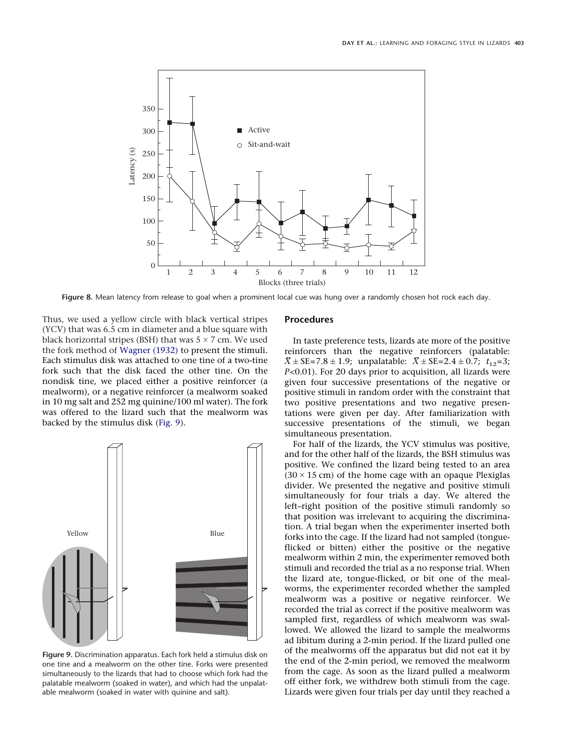Figure 8. Mean latency from release to goal when a prominent local cue was hung over a randomly chosen hot rock each day.

Thus, we used a yellow circle with black vertical stripes (YCV) that was 6.5 cm in diameter and a blue square with black horizontal stripes (BSH) that was 5 × 7 cm. We used the fork method of Wagner (1932) to present the stimuli. Each stimulus disk was attached to one tine of a two-tine fork such that the disk faced the other tine. On the nondisk tine, we placed either a positive reinforcer (a mealworm), or a negative reinforcer (a mealworm soaked in 10 mg salt and 252 mg quinine/100 ml water). The fork was offered to the lizard such that the mealworm was backed by the stimulus disk (Fig. 9).

Figure 9. Discrimination apparatus. Each fork held a stimulus disk on one tine and a mealworm on the other tine. Forks were presented simultaneously to the lizards that had to choose which fork had the palatable mealworm (soaked in water), and which had the unpalatable mealworm (soaked in water with quinine and salt).

## Procedures

In taste preference tests, lizards ate more of the positive reinforcers than the negative reinforcers (palatable: $\bar{X} \pm SE = 7.8 \pm 1.9$; unpalatable: $\bar{X} \pm SE = 2.4 \pm 0.7$; $t_{12} = 3$; $P < 0.01$). For 20 days prior to acquisition, all lizards were given four successive presentations of the negative or positive stimuli in random order with the constraint that two positive presentations and two negative presentations were given per day. After familiarization with successive presentations of the stimuli, we began simultaneous presentation.

For half of the lizards, the YCV stimulus was positive, and for the other half of the lizards, the BSH stimulus was positive. We confined the lizard being tested to an area (30 × 15 cm) of the home cage with an opaque Plexiglas divider. We presented the negative and positive stimuli simultaneously for four trials a day. We altered the left–right position of the positive stimuli randomly so that position was irrelevant to acquiring the discrimination. A trial began when the experimenter inserted both forks into the cage. If the lizard had not sampled (tongue-flicked or bitten) either the positive or the negative mealworm within 2 min, the experimenter removed both stimuli and recorded the trial as a no response trial. When the lizard ate, tongue-flicked, or bit one of the mealworms, the experimenter recorded whether the sampled mealworm was a positive or negative reinforcer. We recorded the trial as correct if the positive mealworm was sampled first, regardless of which mealworm was swallowed. We allowed the lizard to sample the mealworms ad libitum during a 2-min period. If the lizard pulled one of the mealworms off the apparatus but did not eat it by the end of the 2-min period, we removed the mealworm from the cage. As soon as the lizard pulled a mealworm off either fork, we withdrew both stimuli from the cage. Lizards were given four trials per day until they reached a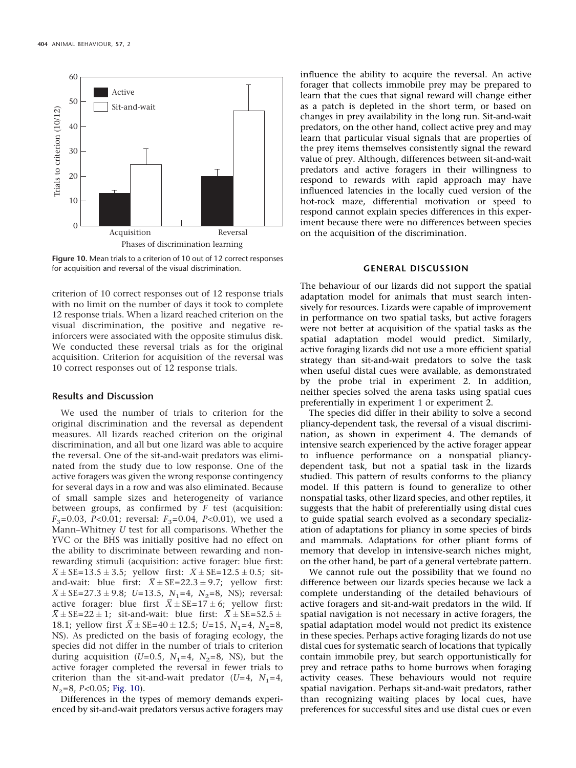60

50

40

30

20

10

0

Trials to criterion (10/12)

Active

Sit-and-wait

Acquisition

Reversal

Phases of discrimination learning

**Figure 10.** Mean trials to a criterion of 10 out of 12 correct responses for acquisition and reversal of the visual discrimination.

criterion of 10 correct responses out of 12 response trials with no limit on the number of days it took to complete 12 response trials. When a lizard reached criterion on the visual discrimination, the positive and negative reinforcers were associated with the opposite stimulus disk. We conducted these reversal trials as for the original acquisition. Criterion for acquisition of the reversal was 10 correct responses out of 12 response trials.

### Results and Discussion

We used the number of trials to criterion for the original discrimination and the reversal as dependent measures. All lizards reached criterion on the original discrimination, and all but one lizard was able to acquire the reversal. One of the sit-and-wait predators was eliminated from the study due to low response. One of the active foragers was given the wrong response contingency for several days in a row and was also eliminated. Because of small sample sizes and heterogeneity of variance between groups, as confirmed by *F* test (acquisition: $F_3$=0.03, $P$<0.01; reversal: $F_3$=0.04, $P$<0.01), we used a Mann–Whitney *U* test for all comparisons. Whether the YVC or the BHS was initially positive had no effect on the ability to discriminate between rewarding and nonrewarding stimuli (acquisition: active forager: blue first: $\bar{X}\pm$SE=13.5 ± 3.5; yellow first: $\bar{X}\pm$SE=12.5 ± 0.5; sit-and-wait: blue first: $\bar{X}\pm$SE=22.3 ± 9.7; yellow first: $\bar{X}\pm$SE=27.3 ± 9.8; $U$=13.5, $N_1$=4, $N_2$=8, NS); reversal: active forager: blue first $\bar{X}\pm$SE=17 ± 6; yellow first: $\bar{X}\pm$SE=22 ± 1; sit-and-wait: blue first: $\bar{X}\pm$SE=52.5 ± 18.1; yellow first $\bar{X}\pm$SE=40 ± 12.5; $U$=15, $N_1$=4, $N_2$=8, NS). As predicted on the basis of foraging ecology, the species did not differ in the number of trials to criterion during acquisition ($U$=0.5, $N_1$=4, $N_2$=8, NS), but the active forager completed the reversal in fewer trials to criterion than the sit-and-wait predator ($U$=4, $N_1$=4, $N_2$=8, $P$<0.05; Fig. 10).

Differences in the types of memory demands experienced by sit-and-wait predators versus active foragers may influence the ability to acquire the reversal. An active forager that collects immobile prey may be prepared to learn that the cues that signal reward will change either as a patch is depleted in the short term, or based on changes in prey availability in the long run. Sit-and-wait predators, on the other hand, collect active prey and may learn that particular visual signals that are properties of the prey items themselves consistently signal the reward value of prey. Although, differences between sit-and-wait predators and active foragers in their willingness to respond to rewards with rapid approach may have influenced latencies in the locally cued version of the hot-rock maze, differential motivation or speed to respond cannot explain species differences in this experiment because there were no differences between species on the acquisition of the discrimination.

## GENERAL DISCUSSION

The behaviour of our lizards did not support the spatial adaptation model for animals that must search intensively for resources. Lizards were capable of improvement in performance on two spatial tasks, but active foragers were not better at acquisition of the spatial tasks as the spatial adaptation model would predict. Similarly, active foraging lizards did not use a more efficient spatial strategy than sit-and-wait predators to solve the task when useful distal cues were available, as demonstrated by the probe trial in experiment 2. In addition, neither species solved the arena tasks using spatial cues preferentially in experiment 1 or experiment 2.

The species did differ in their ability to solve a second pliancy-dependent task, the reversal of a visual discrimination, as shown in experiment 4. The demands of intensive search experienced by the active forager appear to influence performance on a nonspatial pliancy-dependent task, but not a spatial task in the lizards studied. This pattern of results conforms to the pliancy model. If this pattern is found to generalize to other nonspatial tasks, other lizard species, and other reptiles, it suggests that the habit of preferentially using distal cues to guide spatial search evolved as a secondary specialization of adaptations for pliancy in some species of birds and mammals. Adaptations for other pliant forms of memory that develop in intensive-search niches might, on the other hand, be part of a general vertebrate pattern.

We cannot rule out the possibility that we found no difference between our lizards species because we lack a complete understanding of the detailed behaviours of active foragers and sit-and-wait predators in the wild. If spatial navigation is not necessary in active foragers, the spatial adaptation model would not predict its existence in these species. Perhaps active foraging lizards do not use distal cues for systematic search of locations that typically contain immobile prey, but search opportunistically for prey and retrace paths to home burrows when foraging activity ceases. These behaviours would not require spatial navigation. Perhaps sit-and-wait predators, rather than recognizing waiting places by local cues, have preferences for successful sites and use distal cues or even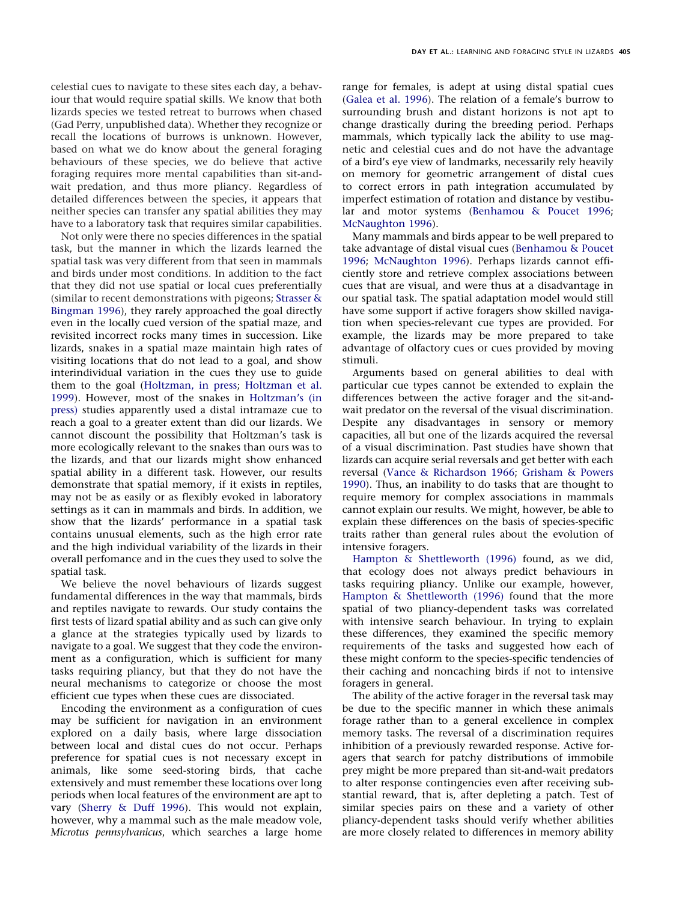celestial cues to navigate to these sites each day, a behaviour that would require spatial skills. We know that both lizards species we tested retreat to burrows when chased (Gad Perry, unpublished data). Whether they recognize or recall the locations of burrows is unknown. However, based on what we do know about the general foraging behaviours of these species, we do believe that active foraging requires more mental capabilities than sit-and-wait predation, and thus more pliancy. Regardless of detailed differences between the species, it appears that neither species can transfer any spatial abilities they may have to a laboratory task that requires similar capabilities.

Not only were there no species differences in the spatial task, but the manner in which the lizards learned the spatial task was very different from that seen in mammals and birds under most conditions. In addition to the fact that they did not use spatial or local cues preferentially (similar to recent demonstrations with pigeons; Strasser & Bingman 1996), they rarely approached the goal directly even in the locally cued version of the spatial maze, and revisited incorrect rocks many times in succession. Like lizards, snakes in a spatial maze maintain high rates of visiting locations that do not lead to a goal, and show interindividual variation in the cues they use to guide them to the goal (Holtzman, in press; Holtzman et al. 1999). However, most of the snakes in Holtzman's (in press) studies apparently used a distal intramaze cue to reach a goal to a greater extent than did our lizards. We cannot discount the possibility that Holtzman's task is more ecologically relevant to the snakes than ours was to the lizards, and that our lizards might show enhanced spatial ability in a different task. However, our results demonstrate that spatial memory, if it exists in reptiles, may not be as easily or as flexibly evoked in laboratory settings as it can in mammals and birds. In addition, we show that the lizards' performance in a spatial task contains unusual elements, such as the high error rate and the high individual variability of the lizards in their overall perfomance and in the cues they used to solve the spatial task.

We believe the novel behaviours of lizards suggest fundamental differences in the way that mammals, birds and reptiles navigate to rewards. Our study contains the first tests of lizard spatial ability and as such can give only a glance at the strategies typically used by lizards to navigate to a goal. We suggest that they code the environment as a configuration, which is sufficient for many tasks requiring pliancy, but that they do not have the neural mechanisms to categorize or choose the most efficient cue types when these cues are dissociated.

Encoding the environment as a configuration of cues may be sufficient for navigation in an environment explored on a daily basis, where large dissociation between local and distal cues do not occur. Perhaps preference for spatial cues is not necessary except in animals, like some seed-storing birds, that cache extensively and must remember these locations over long periods when local features of the environment are apt to vary (Sherry & Duff 1996). This would not explain, however, why a mammal such as the male meadow vole, *Microtus pennsylvanicus*, which searches a large home range for females, is adept at using distal spatial cues (Galea et al. 1996). The relation of a female's burrow to surrounding brush and distant horizons is not apt to change drastically during the breeding period. Perhaps mammals, which typically lack the ability to use magnetic and celestial cues and do not have the advantage of a bird's eye view of landmarks, necessarily rely heavily on memory for geometric arrangement of distal cues to correct errors in path integration accumulated by imperfect estimation of rotation and distance by vestibular and motor systems (Benhamou & Poucet 1996; McNaughton 1996).

Many mammals and birds appear to be well prepared to take advantage of distal visual cues (Benhamou & Poucet 1996; McNaughton 1996). Perhaps lizards cannot efficiently store and retrieve complex associations between cues that are visual, and were thus at a disadvantage in our spatial task. The spatial adaptation model would still have some support if active foragers show skilled navigation when species-relevant cue types are provided. For example, the lizards may be more prepared to take advantage of olfactory cues or cues provided by moving stimuli.

Arguments based on general abilities to deal with particular cue types cannot be extended to explain the differences between the active forager and the sit-and-wait predator on the reversal of the visual discrimination. Despite any disadvantages in sensory or memory capacities, all but one of the lizards acquired the reversal of a visual discrimination. Past studies have shown that lizards can acquire serial reversals and get better with each reversal (Vance & Richardson 1966; Grisham & Powers 1990). Thus, an inability to do tasks that are thought to require memory for complex associations in mammals cannot explain our results. We might, however, be able to explain these differences on the basis of species-specific traits rather than general rules about the evolution of intensive foragers.

Hampton & Shettleworth (1996) found, as we did, that ecology does not always predict behaviours in tasks requiring pliancy. Unlike our example, however, Hampton & Shettleworth (1996) found that the more spatial of two pliancy-dependent tasks was correlated with intensive search behaviour. In trying to explain these differences, they examined the specific memory requirements of the tasks and suggested how each of these might conform to the species-specific tendencies of their caching and noncaching birds if not to intensive foragers in general.

The ability of the active forager in the reversal task may be due to the specific manner in which these animals forage rather than to a general excellence in complex memory tasks. The reversal of a discrimination requires inhibition of a previously rewarded response. Active foragers that search for patchy distributions of immobile prey might be more prepared than sit-and-wait predators to alter response contingencies even after receiving substantial reward, that is, after depleting a patch. Test of similar species pairs on these and a variety of other pliancy-dependent tasks should verify whether abilities are more closely related to differences in memory ability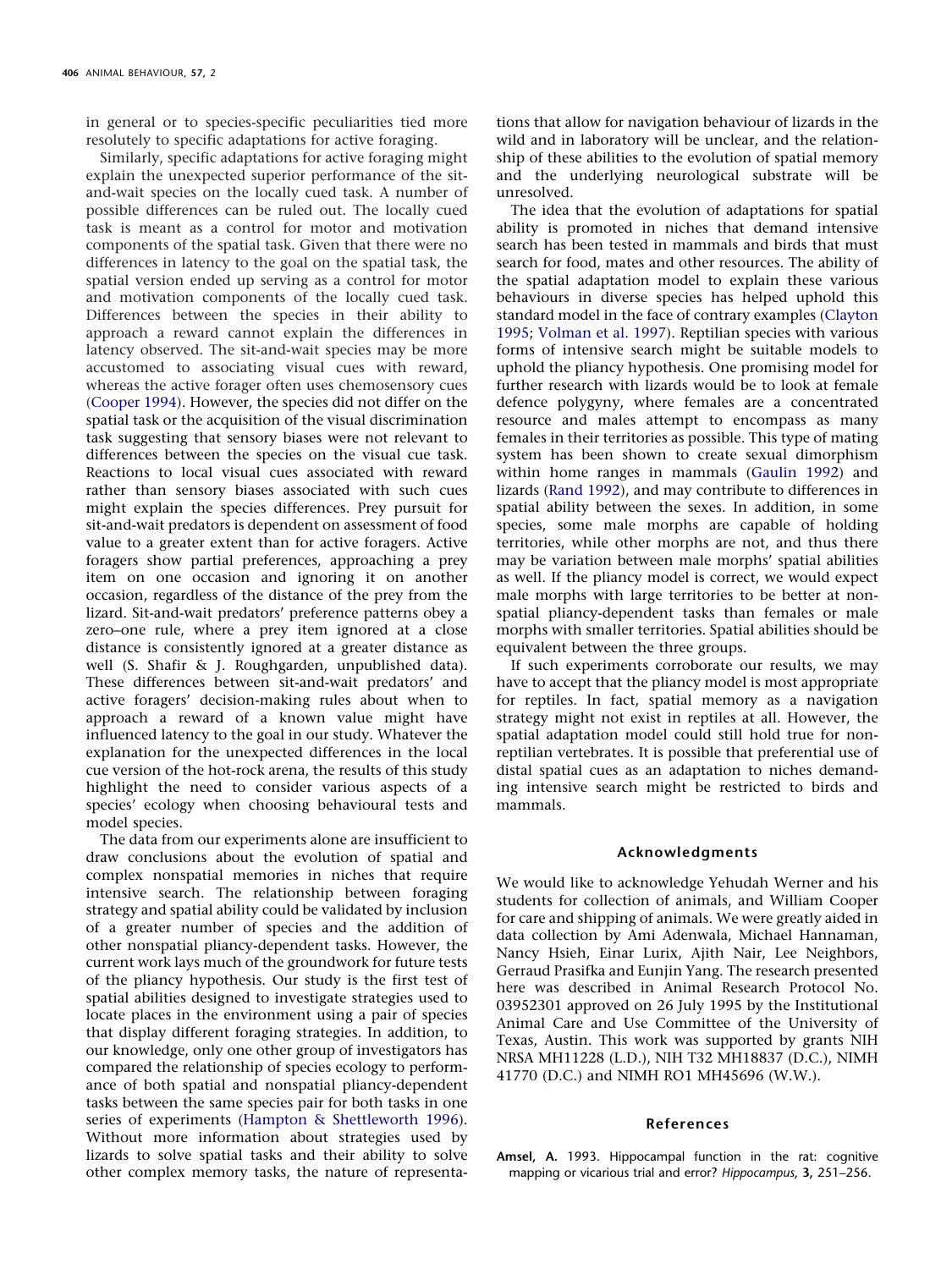in general or to species-specific peculiarities tied more resolutely to specific adaptations for active foraging.

Similarly, specific adaptations for active foraging might explain the unexpected superior performance of the sit-and-wait species on the locally cued task. A number of possible differences can be ruled out. The locally cued task is meant as a control for motor and motivation components of the spatial task. Given that there were no differences in latency to the goal on the spatial task, the spatial version ended up serving as a control for motor and motivation components of the locally cued task. Differences between the species in their ability to approach a reward cannot explain the differences in latency observed. The sit-and-wait species may be more accustomed to associating visual cues with reward, whereas the active forager often uses chemosensory cues (Cooper 1994). However, the species did not differ on the spatial task or the acquisition of the visual discrimination task suggesting that sensory biases were not relevant to differences between the species on the visual cue task. Reactions to local visual cues associated with reward rather than sensory biases associated with such cues might explain the species differences. Prey pursuit for sit-and-wait predators is dependent on assessment of food value to a greater extent than for active foragers. Active foragers show partial preferences, approaching a prey item on one occasion and ignoring it on another occasion, regardless of the distance of the prey from the lizard. Sit-and-wait predators' preference patterns obey a zero–one rule, where a prey item ignored at a close distance is consistently ignored at a greater distance as well (S. Shafir & J. Roughgarden, unpublished data). These differences between sit-and-wait predators' and active foragers' decision-making rules about when to approach a reward of a known value might have influenced latency to the goal in our study. Whatever the explanation for the unexpected differences in the local cue version of the hot-rock arena, the results of this study highlight the need to consider various aspects of a species' ecology when choosing behavioural tests and model species.

The data from our experiments alone are insufficient to draw conclusions about the evolution of spatial and complex nonspatial memories in niches that require intensive search. The relationship between foraging strategy and spatial ability could be validated by inclusion of a greater number of species and the addition of other nonspatial pliancy-dependent tasks. However, the current work lays much of the groundwork for future tests of the pliancy hypothesis. Our study is the first test of spatial abilities designed to investigate strategies used to locate places in the environment using a pair of species that display different foraging strategies. In addition, to our knowledge, only one other group of investigators has compared the relationship of species ecology to performance of both spatial and nonspatial pliancy-dependent tasks between the same species pair for both tasks in one series of experiments (Hampton & Shettleworth 1996). Without more information about strategies used by lizards to solve spatial tasks and their ability to solve other complex memory tasks, the nature of representations that allow for navigation behaviour of lizards in the wild and in laboratory will be unclear, and the relationship of these abilities to the evolution of spatial memory and the underlying neurological substrate will be unresolved.

The idea that the evolution of adaptations for spatial ability is promoted in niches that demand intensive search has been tested in mammals and birds that must search for food, mates and other resources. The ability of the spatial adaptation model to explain these various behaviours in diverse species has helped uphold this standard model in the face of contrary examples (Clayton 1995; Volman et al. 1997). Reptilian species with various forms of intensive search might be suitable models to uphold the pliancy hypothesis. One promising model for further research with lizards would be to look at female defence polygyny, where females are a concentrated resource and males attempt to encompass as many females in their territories as possible. This type of mating system has been shown to create sexual dimorphism within home ranges in mammals (Gaulin 1992) and lizards (Rand 1992), and may contribute to differences in spatial ability between the sexes. In addition, in some species, some male morphs are capable of holding territories, while other morphs are not, and thus there may be variation between male morphs' spatial abilities as well. If the pliancy model is correct, we would expect male morphs with large territories to be better at nonspatial pliancy-dependent tasks than females or male morphs with smaller territories. Spatial abilities should be equivalent between the three groups.

If such experiments corroborate our results, we may have to accept that the pliancy model is most appropriate for reptiles. In fact, spatial memory as a navigation strategy might not exist in reptiles at all. However, the spatial adaptation model could still hold true for nonreptilian vertebrates. It is possible that preferential use of distal spatial cues as an adaptation to niches demanding intensive search might be restricted to birds and mammals.

## Acknowledgments

We would like to acknowledge Yehudah Werner and his students for collection of animals, and William Cooper for care and shipping of animals. We were greatly aided in data collection by Ami Adenwala, Michael Hannaman, Nancy Hsieh, Einar Lurix, Ajith Nair, Lee Neighbors, Gerraud Prasifka and Eunjin Yang. The research presented here was described in Animal Research Protocol No. 03952301 approved on 26 July 1995 by the Institutional Animal Care and Use Committee of the University of Texas, Austin. This work was supported by grants NIH NRSA MH11228 (L.D.), NIH T32 MH18837 (D.C.), NIMH 41770 (D.C.) and NIMH RO1 MH45696 (W.W.).

## References

**Amsel, A.** 1993. Hippocampal function in the rat: cognitive mapping or vicarious trial and error? *Hippocampus*, **3**, 251–256.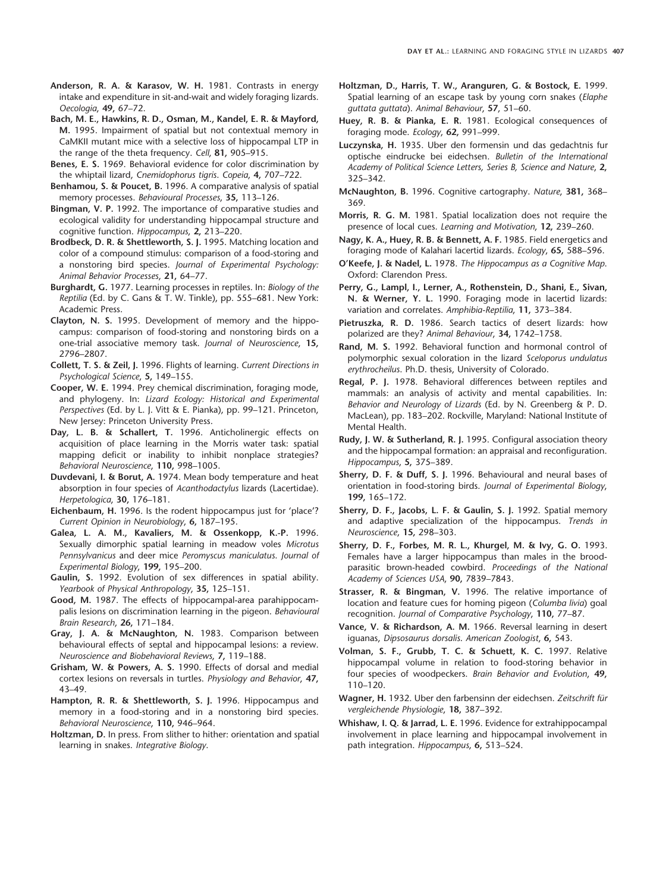**Anderson, R. A. & Karasov, W. H.** 1981. Contrasts in energy intake and expenditure in sit-and-wait and widely foraging lizards. *Oecologia*, **49,** 67–72.

**Bach, M. E., Hawkins, R. D., Osman, M., Kandel, E. R. & Mayford, M.** 1995. Impairment of spatial but not contextual memory in CaMKII mutant mice with a selective loss of hippocampal LTP in the range of the theta frequency. *Cell*, **81,** 905–915.

**Benes, E. S.** 1969. Behavioral evidence for color discrimination by the whiptail lizard, *Cnemidophorus tigris*. *Copeia*, **4,** 707–722.

**Benhamou, S. & Poucet, B.** 1996. A comparative analysis of spatial memory processes. *Behavioural Processes*, **35,** 113–126.

**Bingman, V. P.** 1992. The importance of comparative studies and ecological validity for understanding hippocampal structure and cognitive function. *Hippocampus*, **2,** 213–220.

**Brodbeck, D. R. & Shettleworth, S. J.** 1995. Matching location and color of a compound stimulus: comparison of a food-storing and a nonstoring bird species. *Journal of Experimental Psychology: Animal Behavior Processes*, **21,** 64–77.

**Burghardt, G.** 1977. Learning processes in reptiles. In: *Biology of the Reptilia* (Ed. by C. Gans & T. W. Tinkle), pp. 555–681. New York: Academic Press.

**Clayton, N. S.** 1995. Development of memory and the hippocampus: comparison of food-storing and nonstoring birds on a one-trial associative memory task. *Journal of Neuroscience*, **15,** 2796–2807.

**Collett, T. S. & Zeil, J.** 1996. Flights of learning. *Current Directions in Psychological Science*, **5,** 149–155.

**Cooper, W. E.** 1994. Prey chemical discrimination, foraging mode, and phylogeny. In: *Lizard Ecology: Historical and Experimental Perspectives* (Ed. by L. J. Vitt & E. Pianka), pp. 99–121. Princeton, New Jersey: Princeton University Press.

**Day, L. B. & Schallert, T.** 1996. Anticholinergic effects on acquisition of place learning in the Morris water task: spatial mapping deficit or inability to inhibit nonplace strategies? *Behavioral Neuroscience*, **110,** 998–1005.

**Duvdevani, I. & Borut, A.** 1974. Mean body temperature and heat absorption in four species of *Acanthodactylus* lizards (Lacertidae). *Herpetologica*, **30,** 176–181.

**Eichenbaum, H.** 1996. Is the rodent hippocampus just for 'place'? *Current Opinion in Neurobiology*, **6,** 187–195.

**Galea, L. A. M., Kavaliers, M. & Ossenkopp, K.-P.** 1996. Sexually dimorphic spatial learning in meadow voles *Microtus Pennsylvanicus* and deer mice *Peromyscus maniculatus*. *Journal of Experimental Biology*, **199,** 195–200.

**Gaulin, S.** 1992. Evolution of sex differences in spatial ability. *Yearbook of Physical Anthropology*, **35,** 125–151.

**Good, M.** 1987. The effects of hippocampal-area parahippocampalis lesions on discrimination learning in the pigeon. *Behavioural Brain Research*, **26,** 171–184.

**Gray, J. A. & McNaughton, N.** 1983. Comparison between behavioural effects of septal and hippocampal lesions: a review. *Neuroscience and Biobehavioral Reviews*, **7,** 119–188.

**Grisham, W. & Powers, A. S.** 1990. Effects of dorsal and medial cortex lesions on reversals in turtles. *Physiology and Behavior*, **47,** 43–49.

**Hampton, R. R. & Shettleworth, S. J.** 1996. Hippocampus and memory in a food-storing and in a nonstoring bird species. *Behavioral Neuroscience*, **110,** 946–964.

**Holtzman, D.** In press. From slither to hither: orientation and spatial learning in snakes. *Integrative Biology*.

**Holtzman, D., Harris, T. W., Aranguren, G. & Bostock, E.** 1999. Spatial learning of an escape task by young corn snakes (*Elaphe guttata guttata*). *Animal Behaviour*, **57**, 51–60.

**Huey, R. B. & Pianka, E. R.** 1981. Ecological consequences of foraging mode. *Ecology*, **62,** 991–999.

**Luczynska, H.** 1935. Uber den formensin und das gedachtnis fur optische eindrucke bei eidechsen. *Bulletin of the International Academy of Political Science Letters, Series B, Science and Nature*, **2,** 325–342.

**McNaughton, B.** 1996. Cognitive cartography. *Nature*, **381,** 368–369.

**Morris, R. G. M.** 1981. Spatial localization does not require the presence of local cues. *Learning and Motivation*, **12,** 239–260.

**Nagy, K. A., Huey, R. B. & Bennett, A. F.** 1985. Field energetics and foraging mode of Kalahari lacertid lizards. *Ecology*, **65,** 588–596.

**O'Keefe, J. & Nadel, L.** 1978. *The Hippocampus as a Cognitive Map*. Oxford: Clarendon Press.

**Perry, G., Lampl, I., Lerner, A., Rothenstein, D., Shani, E., Sivan, N. & Werner, Y. L.** 1990. Foraging mode in lacertid lizards: variation and correlates. *Amphibia-Reptilia*, **11,** 373–384.

**Pietruszka, R. D.** 1986. Search tactics of desert lizards: how polarized are they? *Animal Behaviour*, **34,** 1742–1758.

**Rand, M. S.** 1992. Behavioral function and hormonal control of polymorphic sexual coloration in the lizard *Sceloporus undulatus erythrocheilus*. Ph.D. thesis, University of Colorado.

**Regal, P. J.** 1978. Behavioral differences between reptiles and mammals: an analysis of activity and mental capabilities. In: *Behavior and Neurology of Lizards* (Ed. by N. Greenberg & P. D. MacLean), pp. 183–202. Rockville, Maryland: National Institute of Mental Health.

**Rudy, J. W. & Sutherland, R. J.** 1995. Configural association theory and the hippocampal formation: an appraisal and reconfiguration. *Hippocampus*, **5,** 375–389.

**Sherry, D. F. & Duff, S. J.** 1996. Behavioural and neural bases of orientation in food-storing birds. *Journal of Experimental Biology*, **199,** 165–172.

**Sherry, D. F., Jacobs, L. F. & Gaulin, S. J.** 1992. Spatial memory and adaptive specialization of the hippocampus. *Trends in Neuroscience*, **15,** 298–303.

**Sherry, D. F., Forbes, M. R. L., Khurgel, M. & Ivy, G. O.** 1993. Females have a larger hippocampus than males in the brood-parasitic brown-headed cowbird. *Proceedings of the National Academy of Sciences USA*, **90,** 7839–7843.

**Strasser, R. & Bingman, V.** 1996. The relative importance of location and feature cues for homing pigeon (*Columba livia*) goal recognition. *Journal of Comparative Psychology*, **110,** 77–87.

**Vance, V. & Richardson, A. M.** 1966. Reversal learning in desert iguanas, *Dipsosaurus dorsalis*. *American Zoologist*, **6,** 543.

**Volman, S. F., Grubb, T. C. & Schuett, K. C.** 1997. Relative hippocampal volume in relation to food-storing behavior in four species of woodpeckers. *Brain Behavior and Evolution*, **49,** 110–120.

**Wagner, H.** 1932. Uber den farbensinn der eidechsen. *Zeitschrift für vergleichende Physiologie*, **18,** 387–392.

**Whishaw, I. Q. & Jarrad, L. E.** 1996. Evidence for extrahippocampal involvement in place learning and hippocampal involvement in path integration. *Hippocampus*, **6,** 513–524.